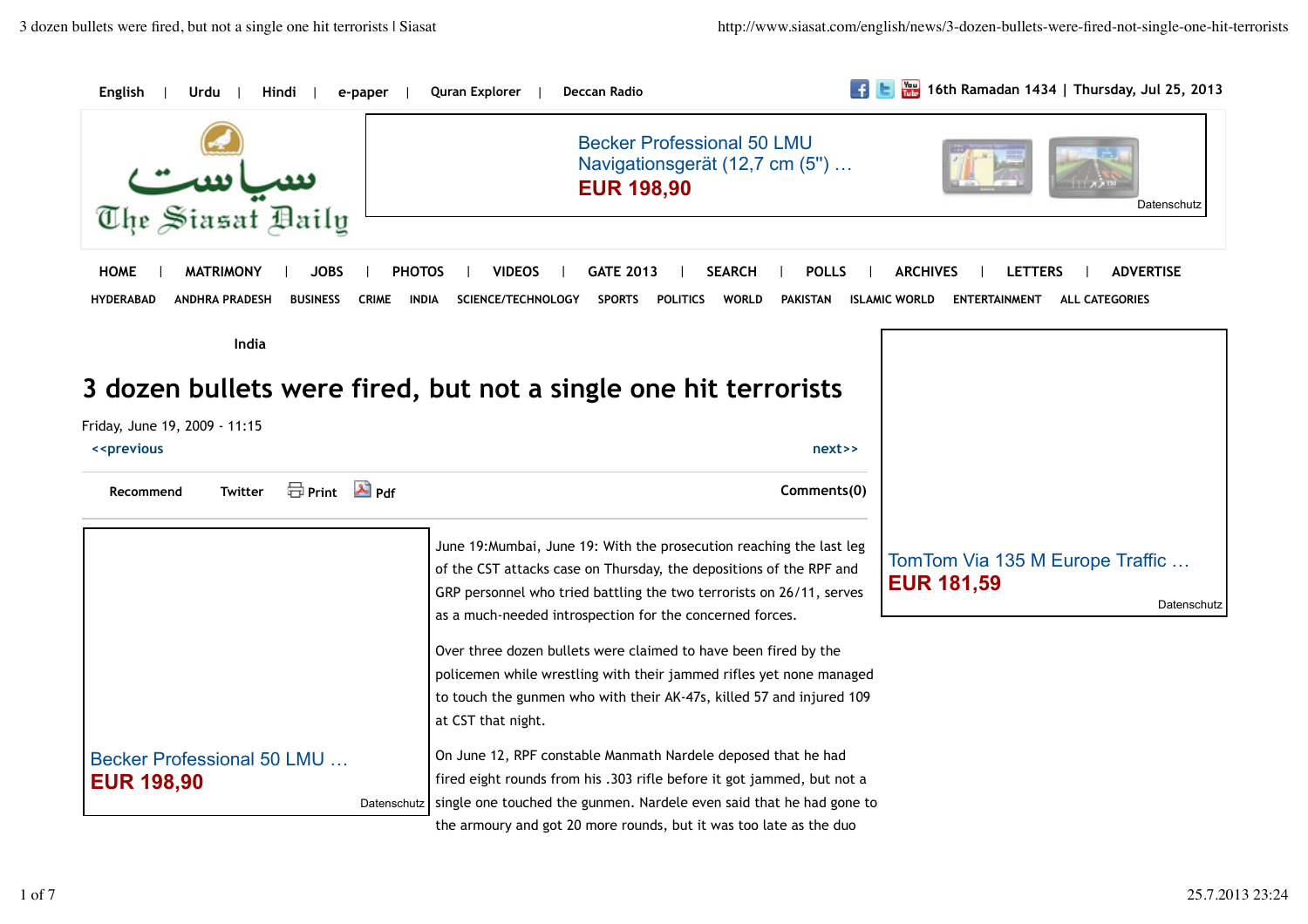English | Urdu | Hindi | e-paper | Quran Explorer | Deccan Radio

16th Ramadan 1434 | Thursday, Jul 25, 2013

The Siasat Daily

HOME | MATRIMONY | JOBS | PHOTOS | VIDEOS | GATE 2013 | SEARCH | POLLS | ARCHIVES | LETTERS | ADVERTISE

HYDERABAD ANDHRA PRADESH BUSINESS CRIME INDIA SCIENCE/TECHNOLOGY SPORTS POLITICS WORLD PAKISTAN ISLAMIC WORLD ENTERTAINMENT ALL CATEGORIES

India

# 3 dozen bullets were fired, but not a single one hit terrorists

Friday, June 19, 2009 - 11:15

<<previous next>>

Recommend Twitter Print Pdf Comments(0)

June 19:Mumbai, June 19: With the prosecution reaching the last leg of the CST attacks case on Thursday, the depositions of the RPF and GRP personnel who tried battling the two terrorists on 26/11, serves as a much-needed introspection for the concerned forces.

Over three dozen bullets were claimed to have been fired by the policemen while wrestling with their jammed rifles yet none managed to touch the gunmen who with their AK-47s, killed 57 and injured 109 at CST that night.

On June 12, RPF constable Manmath Nardele deposed that he had fired eight rounds from his .303 rifle before it got jammed, but not a single one touched the gunmen. Nardele even said that he had gone to the armoury and got 20 more rounds, but it was too late as the duo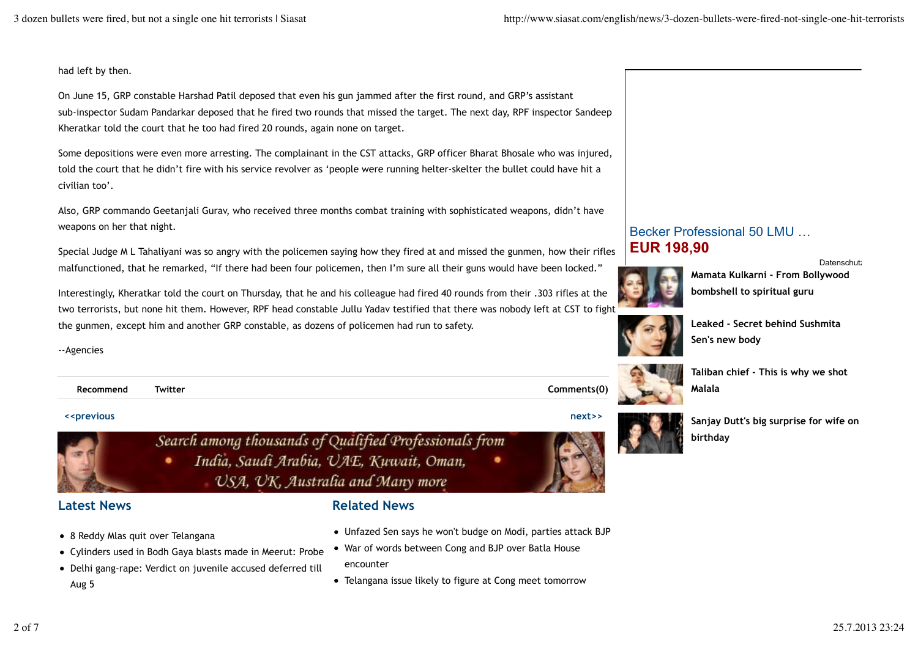had left by then.

On June 15, GRP constable Harshad Patil deposed that even his gun jammed after the first round, and GRP's assistant sub-inspector Sudam Pandarkar deposed that he fired two rounds that missed the target. The next day, RPF inspector Sandeep Kheratkar told the court that he too had fired 20 rounds, again none on target.

Some depositions were even more arresting. The complainant in the CST attacks, GRP officer Bharat Bhosale who was injured, told the court that he didn't fire with his service revolver as 'people were running helter-skelter the bullet could have hit a civilian too'.

Also, GRP commando Geetanjali Gurav, who received three months combat training with sophisticated weapons, didn't have weapons on her that night.

Special Judge M L Tahaliyani was so angry with the policemen saying how they fired at and missed the gunmen, how their rifles malfunctioned, that he remarked, "If there had been four policemen, then I'm sure all their guns would have been locked."

Interestingly, Kheratkar told the court on Thursday, that he and his colleague had fired 40 rounds from their .303 rifles at the two terrorists, but none hit them. However, RPF head constable Jullu Yadav testified that there was nobody left at CST to fight the gunmen, except him and another GRP constable, as dozens of policemen had run to safety.

--Agencies

Recommend Twitter Comments(0)

<<previous next>>

Search among thousands of Qualified Professionals from India, Saudi Arabia, UAE, Kuwait, Oman, USA, UK, Australia and Many more

## Latest News

- 8 Reddy Mlas quit over Telangana
- Cylinders used in Bodh Gaya blasts made in Meerut: Probe
- Delhi gang-rape: Verdict on juvenile accused deferred till Aug 5

## Related News

- Unfazed Sen says he won't budge on Modi, parties attack BJP
- War of words between Cong and BJP over Batla House encounter
- Telangana issue likely to figure at Cong meet tomorrow

Becker Professional 50 LMU …
**EUR 198,90**

Datenschutz

**Mamata Kulkarni - From Bollywood bombshell to spiritual guru**

**Leaked - Secret behind Sushmita Sen's new body**

**Taliban chief - This is why we shot Malala**

**Sanjay Dutt's big surprise for wife on birthday**